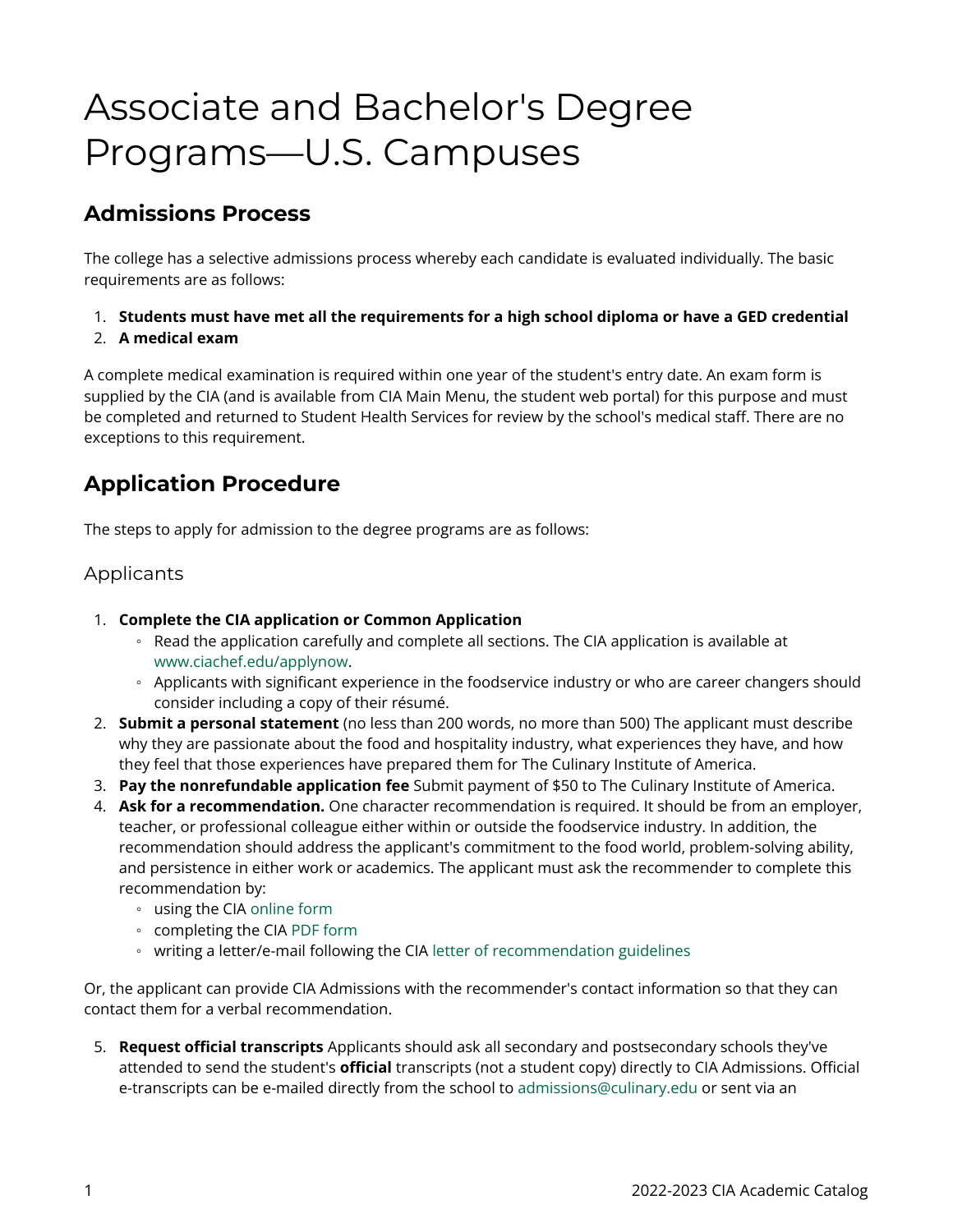# Associate and Bachelor's Degree Programs—U.S. Campuses

## Admissions Process

The college has a selective admissions process whereby each candidate is evaluated individually. The basic requirements are as follows:

1. **Students must have met all the requirements for a high school diploma or have a GED credential**
2. **A medical exam**

A complete medical examination is required within one year of the student's entry date. An exam form is supplied by the CIA (and is available from CIA Main Menu, the student web portal) for this purpose and must be completed and returned to Student Health Services for review by the school's medical staff. There are no exceptions to this requirement.

## Application Procedure

The steps to apply for admission to the degree programs are as follows:

### Applicants

1. **Complete the CIA application or Common Application**
   - Read the application carefully and complete all sections. The CIA application is available at www.ciachef.edu/applynow.
   - Applicants with significant experience in the foodservice industry or who are career changers should consider including a copy of their résumé.
2. **Submit a personal statement** (no less than 200 words, no more than 500) The applicant must describe why they are passionate about the food and hospitality industry, what experiences they have, and how they feel that those experiences have prepared them for The Culinary Institute of America.
3. **Pay the nonrefundable application fee** Submit payment of $50 to The Culinary Institute of America.
4. **Ask for a recommendation.** One character recommendation is required. It should be from an employer, teacher, or professional colleague either within or outside the foodservice industry. In addition, the recommendation should address the applicant's commitment to the food world, problem-solving ability, and persistence in either work or academics. The applicant must ask the recommender to complete this recommendation by:
   - using the CIA online form
   - completing the CIA PDF form
   - writing a letter/e-mail following the CIA letter of recommendation guidelines

Or, the applicant can provide CIA Admissions with the recommender's contact information so that they can contact them for a verbal recommendation.

5. **Request official transcripts** Applicants should ask all secondary and postsecondary schools they've attended to send the student's **official** transcripts (not a student copy) directly to CIA Admissions. Official e-transcripts can be e-mailed directly from the school to admissions@culinary.edu or sent via an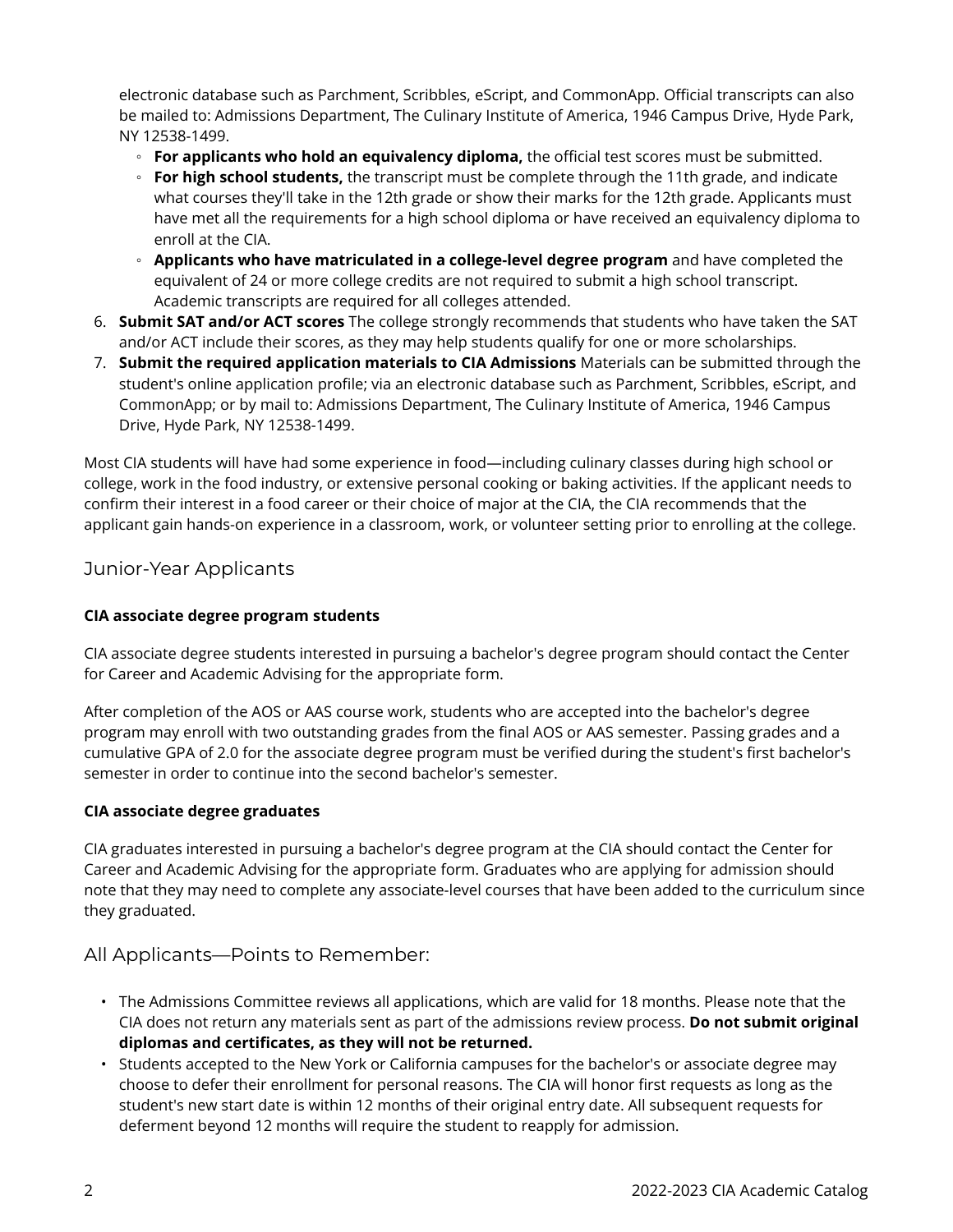electronic database such as Parchment, Scribbles, eScript, and CommonApp. Official transcripts can also be mailed to: Admissions Department, The Culinary Institute of America, 1946 Campus Drive, Hyde Park, NY 12538-1499.

- **For applicants who hold an equivalency diploma,** the official test scores must be submitted.
- **For high school students,** the transcript must be complete through the 11th grade, and indicate what courses they'll take in the 12th grade or show their marks for the 12th grade. Applicants must have met all the requirements for a high school diploma or have received an equivalency diploma to enroll at the CIA.
- **Applicants who have matriculated in a college-level degree program** and have completed the equivalent of 24 or more college credits are not required to submit a high school transcript. Academic transcripts are required for all colleges attended.

6. **Submit SAT and/or ACT scores** The college strongly recommends that students who have taken the SAT and/or ACT include their scores, as they may help students qualify for one or more scholarships.
7. **Submit the required application materials to CIA Admissions** Materials can be submitted through the student's online application profile; via an electronic database such as Parchment, Scribbles, eScript, and CommonApp; or by mail to: Admissions Department, The Culinary Institute of America, 1946 Campus Drive, Hyde Park, NY 12538-1499.

Most CIA students will have had some experience in food—including culinary classes during high school or college, work in the food industry, or extensive personal cooking or baking activities. If the applicant needs to confirm their interest in a food career or their choice of major at the CIA, the CIA recommends that the applicant gain hands-on experience in a classroom, work, or volunteer setting prior to enrolling at the college.

## Junior-Year Applicants

**CIA associate degree program students**

CIA associate degree students interested in pursuing a bachelor's degree program should contact the Center for Career and Academic Advising for the appropriate form.

After completion of the AOS or AAS course work, students who are accepted into the bachelor's degree program may enroll with two outstanding grades from the final AOS or AAS semester. Passing grades and a cumulative GPA of 2.0 for the associate degree program must be verified during the student's first bachelor's semester in order to continue into the second bachelor's semester.

**CIA associate degree graduates**

CIA graduates interested in pursuing a bachelor's degree program at the CIA should contact the Center for Career and Academic Advising for the appropriate form. Graduates who are applying for admission should note that they may need to complete any associate-level courses that have been added to the curriculum since they graduated.

## All Applicants—Points to Remember:

- The Admissions Committee reviews all applications, which are valid for 18 months. Please note that the CIA does not return any materials sent as part of the admissions review process. **Do not submit original diplomas and certificates, as they will not be returned.**
- Students accepted to the New York or California campuses for the bachelor's or associate degree may choose to defer their enrollment for personal reasons. The CIA will honor first requests as long as the student's new start date is within 12 months of their original entry date. All subsequent requests for deferment beyond 12 months will require the student to reapply for admission.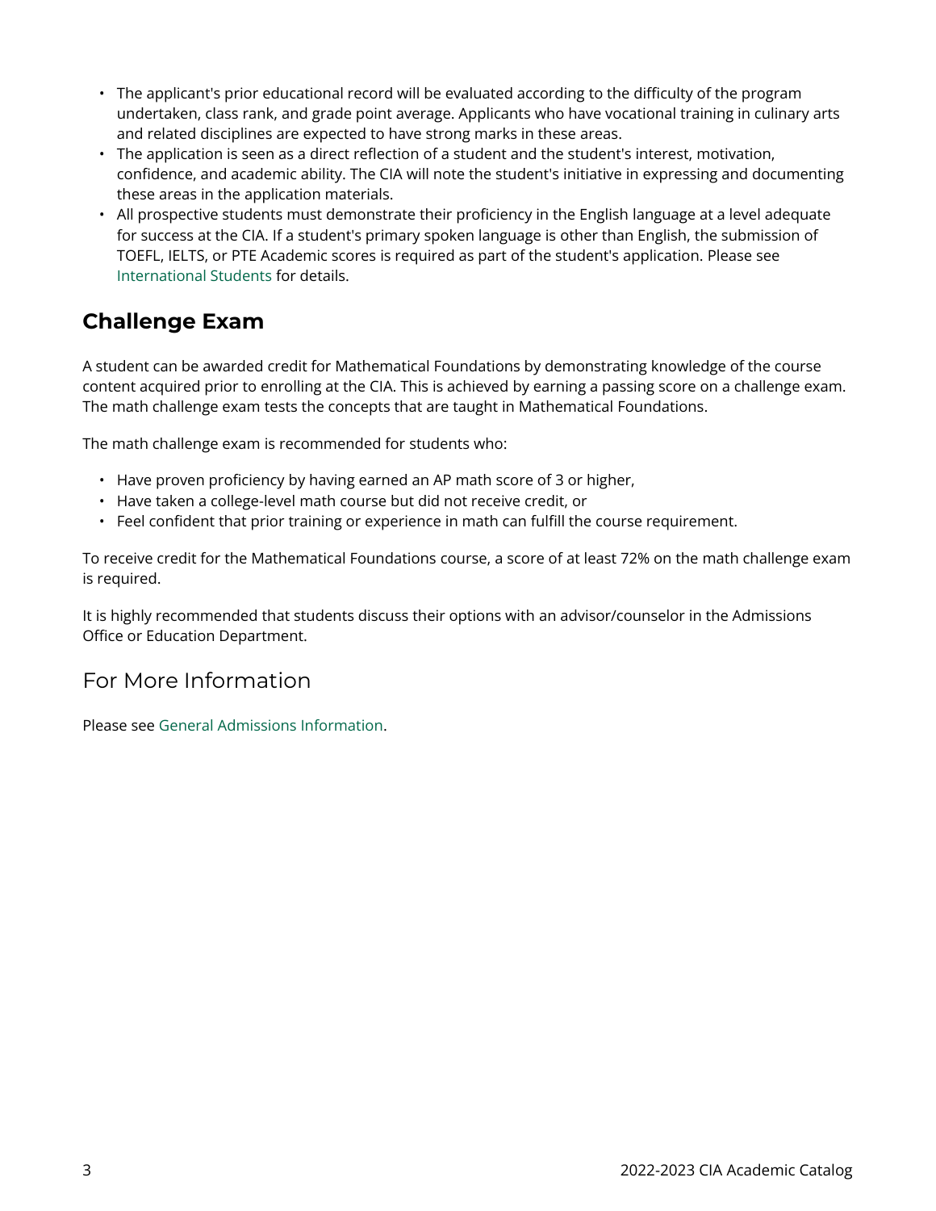- The applicant's prior educational record will be evaluated according to the difficulty of the program undertaken, class rank, and grade point average. Applicants who have vocational training in culinary arts and related disciplines are expected to have strong marks in these areas.
- The application is seen as a direct reflection of a student and the student's interest, motivation, confidence, and academic ability. The CIA will note the student's initiative in expressing and documenting these areas in the application materials.
- All prospective students must demonstrate their proficiency in the English language at a level adequate for success at the CIA. If a student's primary spoken language is other than English, the submission of TOEFL, IELTS, or PTE Academic scores is required as part of the student's application. Please see International Students for details.

## Challenge Exam

A student can be awarded credit for Mathematical Foundations by demonstrating knowledge of the course content acquired prior to enrolling at the CIA. This is achieved by earning a passing score on a challenge exam. The math challenge exam tests the concepts that are taught in Mathematical Foundations.

The math challenge exam is recommended for students who:

- Have proven proficiency by having earned an AP math score of 3 or higher,
- Have taken a college-level math course but did not receive credit, or
- Feel confident that prior training or experience in math can fulfill the course requirement.

To receive credit for the Mathematical Foundations course, a score of at least 72% on the math challenge exam is required.

It is highly recommended that students discuss their options with an advisor/counselor in the Admissions Office or Education Department.

### For More Information

Please see General Admissions Information.